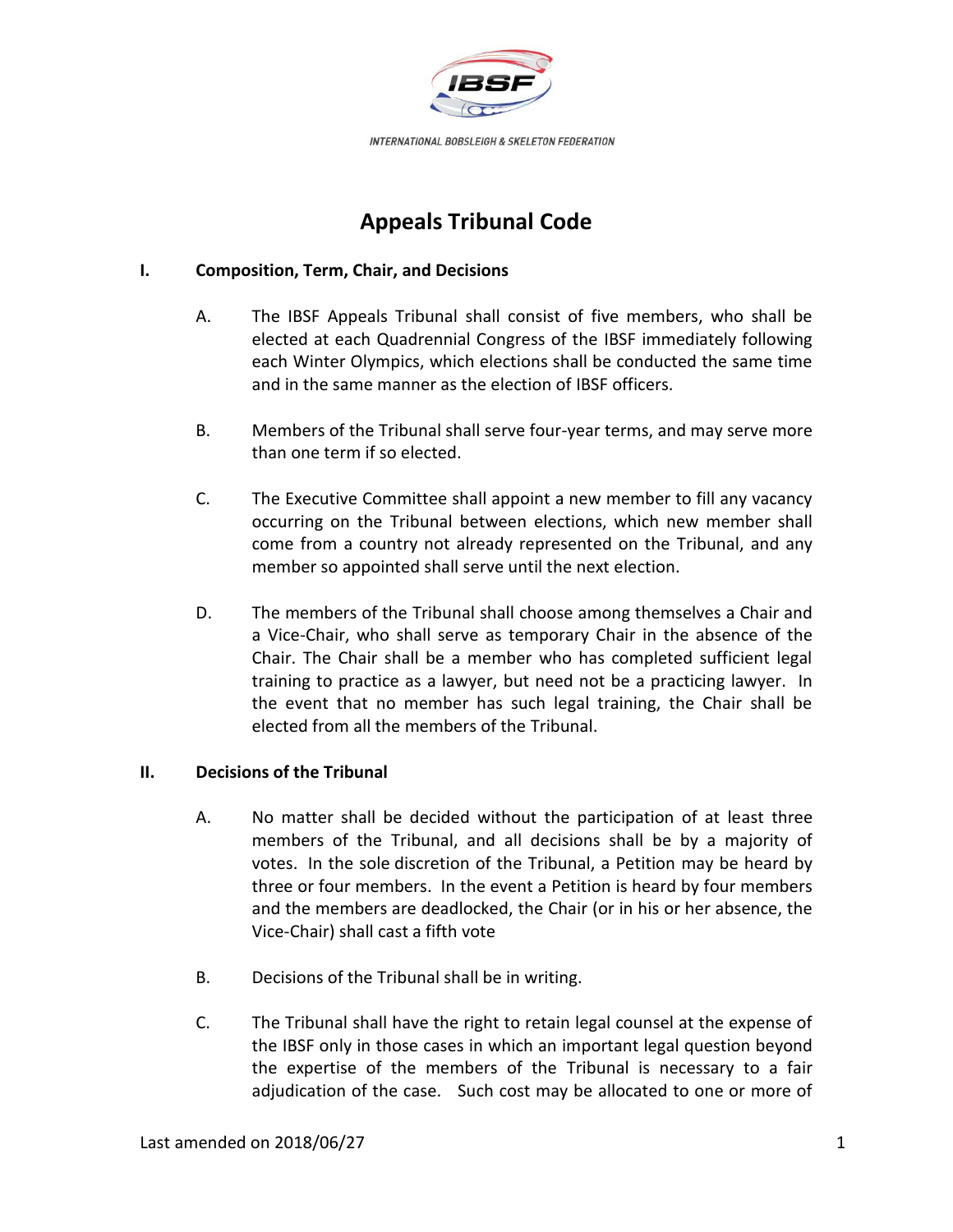INTERNATIONAL BOBSLEIGH & SKELETON FEDERATION

# Appeals Tribunal Code

## I. Composition, Term, Chair, and Decisions

A. The IBSF Appeals Tribunal shall consist of five members, who shall be elected at each Quadrennial Congress of the IBSF immediately following each Winter Olympics, which elections shall be conducted the same time and in the same manner as the election of IBSF officers.

B. Members of the Tribunal shall serve four-year terms, and may serve more than one term if so elected.

C. The Executive Committee shall appoint a new member to fill any vacancy occurring on the Tribunal between elections, which new member shall come from a country not already represented on the Tribunal, and any member so appointed shall serve until the next election.

D. The members of the Tribunal shall choose among themselves a Chair and a Vice-Chair, who shall serve as temporary Chair in the absence of the Chair. The Chair shall be a member who has completed sufficient legal training to practice as a lawyer, but need not be a practicing lawyer. In the event that no member has such legal training, the Chair shall be elected from all the members of the Tribunal.

## II. Decisions of the Tribunal

A. No matter shall be decided without the participation of at least three members of the Tribunal, and all decisions shall be by a majority of votes. In the sole discretion of the Tribunal, a Petition may be heard by three or four members. In the event a Petition is heard by four members and the members are deadlocked, the Chair (or in his or her absence, the Vice-Chair) shall cast a fifth vote

B. Decisions of the Tribunal shall be in writing.

C. The Tribunal shall have the right to retain legal counsel at the expense of the IBSF only in those cases in which an important legal question beyond the expertise of the members of the Tribunal is necessary to a fair adjudication of the case. Such cost may be allocated to one or more of

Last amended on 2018/06/27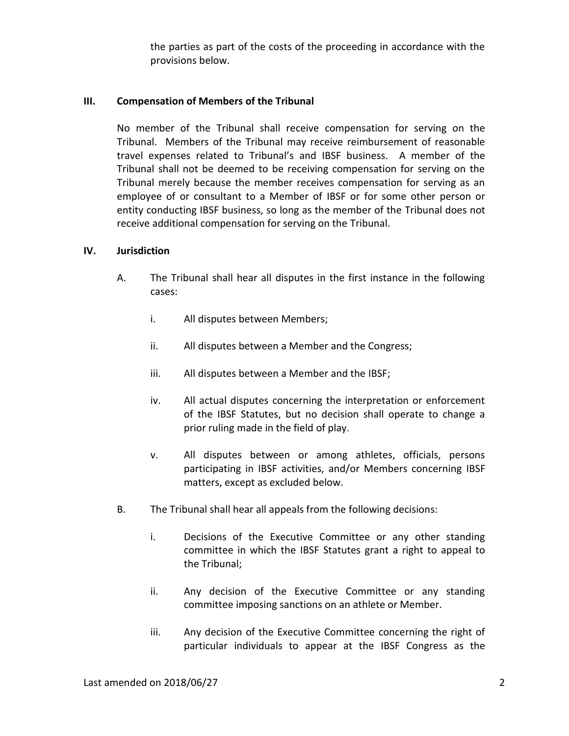the parties as part of the costs of the proceeding in accordance with the provisions below.

## III. Compensation of Members of the Tribunal

No member of the Tribunal shall receive compensation for serving on the Tribunal. Members of the Tribunal may receive reimbursement of reasonable travel expenses related to Tribunal's and IBSF business. A member of the Tribunal shall not be deemed to be receiving compensation for serving on the Tribunal merely because the member receives compensation for serving as an employee of or consultant to a Member of IBSF or for some other person or entity conducting IBSF business, so long as the member of the Tribunal does not receive additional compensation for serving on the Tribunal.

## IV. Jurisdiction

A. The Tribunal shall hear all disputes in the first instance in the following cases:

- i. All disputes between Members;
- ii. All disputes between a Member and the Congress;
- iii. All disputes between a Member and the IBSF;
- iv. All actual disputes concerning the interpretation or enforcement of the IBSF Statutes, but no decision shall operate to change a prior ruling made in the field of play.
- v. All disputes between or among athletes, officials, persons participating in IBSF activities, and/or Members concerning IBSF matters, except as excluded below.

B. The Tribunal shall hear all appeals from the following decisions:

- i. Decisions of the Executive Committee or any other standing committee in which the IBSF Statutes grant a right to appeal to the Tribunal;
- ii. Any decision of the Executive Committee or any standing committee imposing sanctions on an athlete or Member.
- iii. Any decision of the Executive Committee concerning the right of particular individuals to appear at the IBSF Congress as the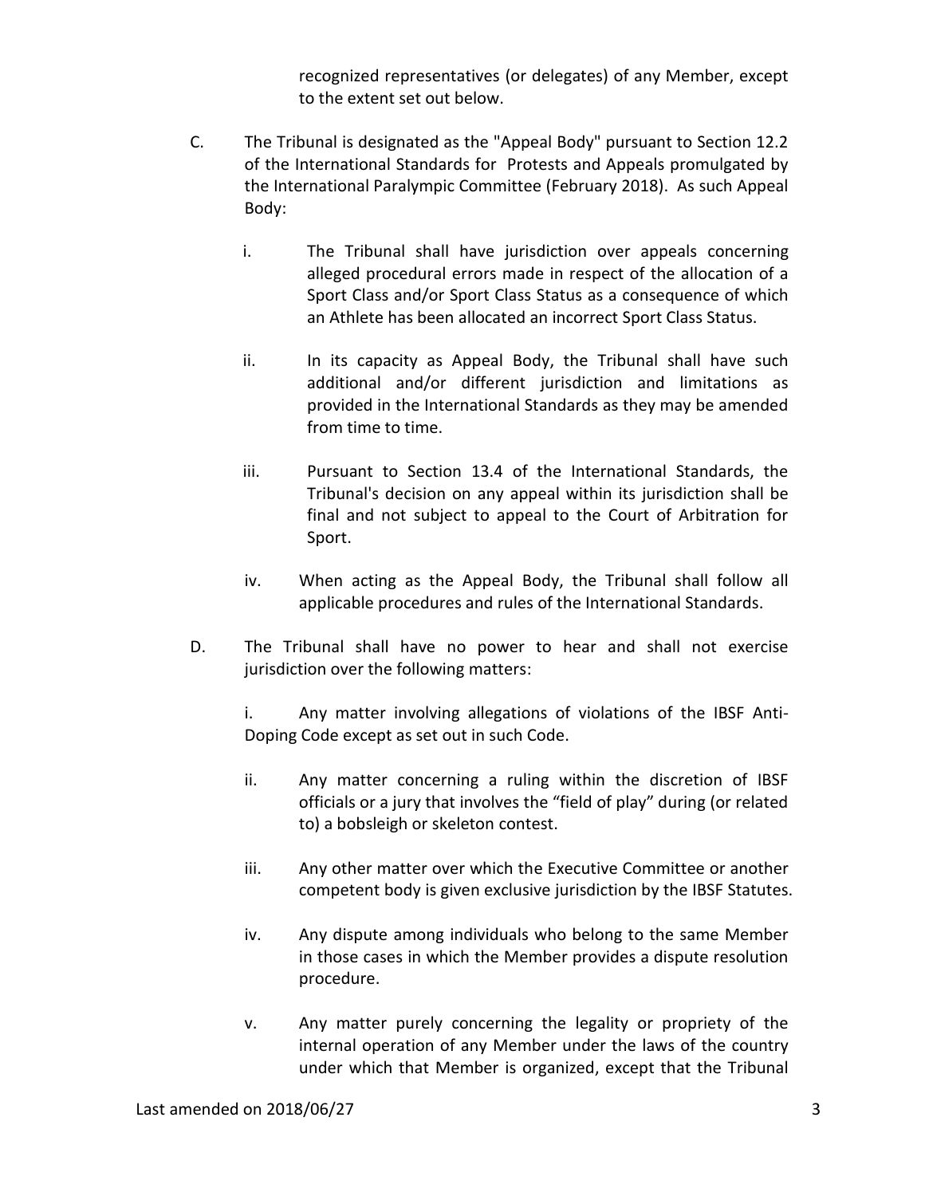recognized representatives (or delegates) of any Member, except to the extent set out below.

C. The Tribunal is designated as the "Appeal Body" pursuant to Section 12.2 of the International Standards for Protests and Appeals promulgated by the International Paralympic Committee (February 2018). As such Appeal Body:

   i. The Tribunal shall have jurisdiction over appeals concerning alleged procedural errors made in respect of the allocation of a Sport Class and/or Sport Class Status as a consequence of which an Athlete has been allocated an incorrect Sport Class Status.

   ii. In its capacity as Appeal Body, the Tribunal shall have such additional and/or different jurisdiction and limitations as provided in the International Standards as they may be amended from time to time.

   iii. Pursuant to Section 13.4 of the International Standards, the Tribunal's decision on any appeal within its jurisdiction shall be final and not subject to appeal to the Court of Arbitration for Sport.

   iv. When acting as the Appeal Body, the Tribunal shall follow all applicable procedures and rules of the International Standards.

D. The Tribunal shall have no power to hear and shall not exercise jurisdiction over the following matters:

   i. Any matter involving allegations of violations of the IBSF Anti-Doping Code except as set out in such Code.

   ii. Any matter concerning a ruling within the discretion of IBSF officials or a jury that involves the "field of play" during (or related to) a bobsleigh or skeleton contest.

   iii. Any other matter over which the Executive Committee or another competent body is given exclusive jurisdiction by the IBSF Statutes.

   iv. Any dispute among individuals who belong to the same Member in those cases in which the Member provides a dispute resolution procedure.

   v. Any matter purely concerning the legality or propriety of the internal operation of any Member under the laws of the country under which that Member is organized, except that the Tribunal

Last amended on 2018/06/27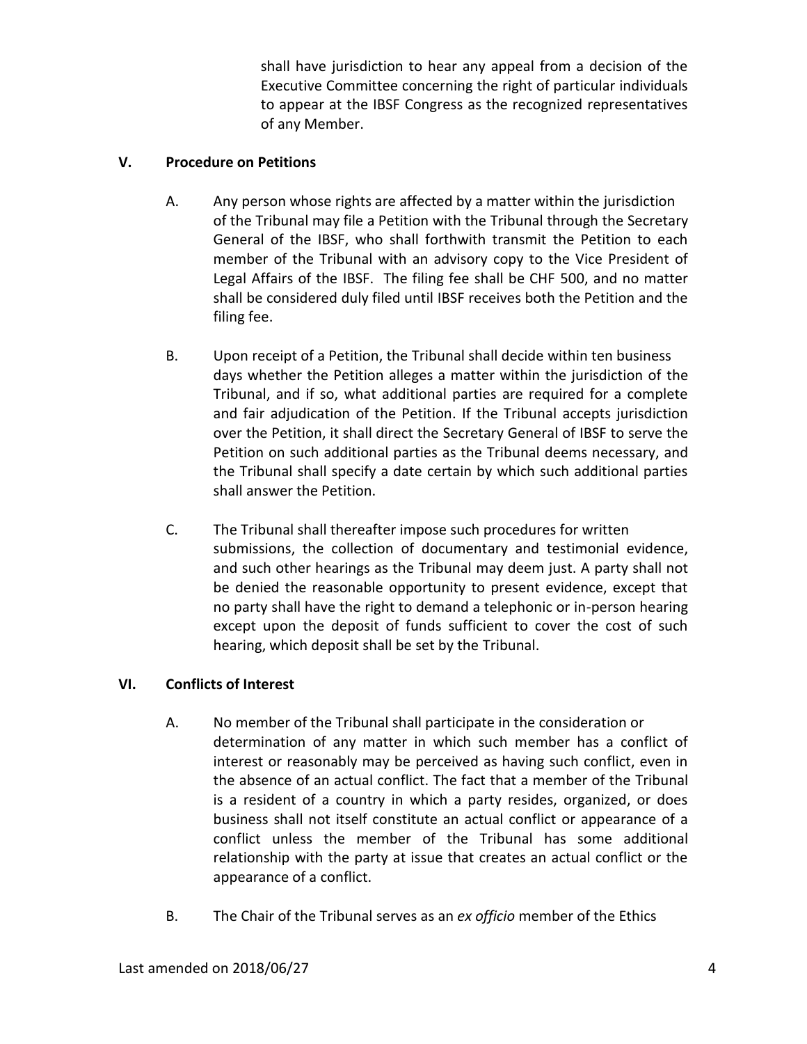shall have jurisdiction to hear any appeal from a decision of the Executive Committee concerning the right of particular individuals to appear at the IBSF Congress as the recognized representatives of any Member.

## V. Procedure on Petitions

A. Any person whose rights are affected by a matter within the jurisdiction of the Tribunal may file a Petition with the Tribunal through the Secretary General of the IBSF, who shall forthwith transmit the Petition to each member of the Tribunal with an advisory copy to the Vice President of Legal Affairs of the IBSF. The filing fee shall be CHF 500, and no matter shall be considered duly filed until IBSF receives both the Petition and the filing fee.

B. Upon receipt of a Petition, the Tribunal shall decide within ten business days whether the Petition alleges a matter within the jurisdiction of the Tribunal, and if so, what additional parties are required for a complete and fair adjudication of the Petition. If the Tribunal accepts jurisdiction over the Petition, it shall direct the Secretary General of IBSF to serve the Petition on such additional parties as the Tribunal deems necessary, and the Tribunal shall specify a date certain by which such additional parties shall answer the Petition.

C. The Tribunal shall thereafter impose such procedures for written submissions, the collection of documentary and testimonial evidence, and such other hearings as the Tribunal may deem just. A party shall not be denied the reasonable opportunity to present evidence, except that no party shall have the right to demand a telephonic or in-person hearing except upon the deposit of funds sufficient to cover the cost of such hearing, which deposit shall be set by the Tribunal.

## VI. Conflicts of Interest

A. No member of the Tribunal shall participate in the consideration or determination of any matter in which such member has a conflict of interest or reasonably may be perceived as having such conflict, even in the absence of an actual conflict. The fact that a member of the Tribunal is a resident of a country in which a party resides, organized, or does business shall not itself constitute an actual conflict or appearance of a conflict unless the member of the Tribunal has some additional relationship with the party at issue that creates an actual conflict or the appearance of a conflict.

B. The Chair of the Tribunal serves as an *ex officio* member of the Ethics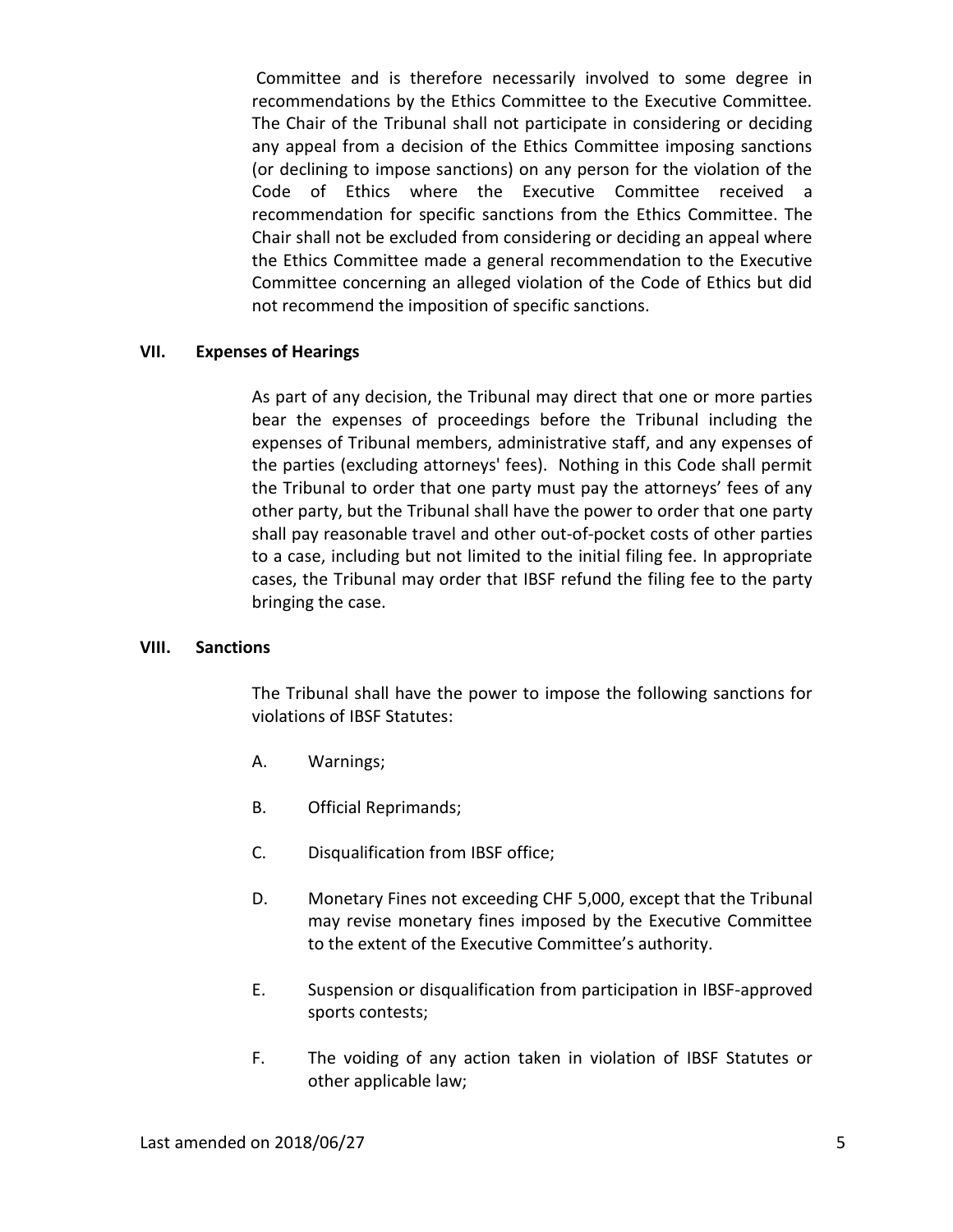Committee and is therefore necessarily involved to some degree in recommendations by the Ethics Committee to the Executive Committee. The Chair of the Tribunal shall not participate in considering or deciding any appeal from a decision of the Ethics Committee imposing sanctions (or declining to impose sanctions) on any person for the violation of the Code of Ethics where the Executive Committee received a recommendation for specific sanctions from the Ethics Committee. The Chair shall not be excluded from considering or deciding an appeal where the Ethics Committee made a general recommendation to the Executive Committee concerning an alleged violation of the Code of Ethics but did not recommend the imposition of specific sanctions.

**VII. Expenses of Hearings**

As part of any decision, the Tribunal may direct that one or more parties bear the expenses of proceedings before the Tribunal including the expenses of Tribunal members, administrative staff, and any expenses of the parties (excluding attorneys' fees). Nothing in this Code shall permit the Tribunal to order that one party must pay the attorneys' fees of any other party, but the Tribunal shall have the power to order that one party shall pay reasonable travel and other out-of-pocket costs of other parties to a case, including but not limited to the initial filing fee. In appropriate cases, the Tribunal may order that IBSF refund the filing fee to the party bringing the case.

**VIII. Sanctions**

The Tribunal shall have the power to impose the following sanctions for violations of IBSF Statutes:

A. Warnings;

B. Official Reprimands;

C. Disqualification from IBSF office;

D. Monetary Fines not exceeding CHF 5,000, except that the Tribunal may revise monetary fines imposed by the Executive Committee to the extent of the Executive Committee's authority.

E. Suspension or disqualification from participation in IBSF-approved sports contests;

F. The voiding of any action taken in violation of IBSF Statutes or other applicable law;

Last amended on 2018/06/27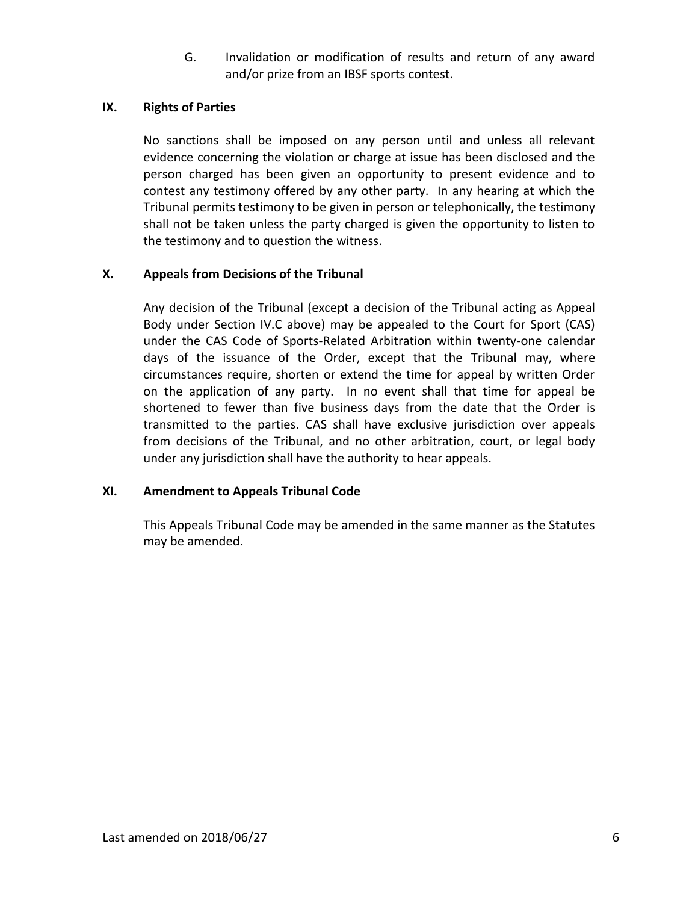G. Invalidation or modification of results and return of any award and/or prize from an IBSF sports contest.

## IX. Rights of Parties

No sanctions shall be imposed on any person until and unless all relevant evidence concerning the violation or charge at issue has been disclosed and the person charged has been given an opportunity to present evidence and to contest any testimony offered by any other party. In any hearing at which the Tribunal permits testimony to be given in person or telephonically, the testimony shall not be taken unless the party charged is given the opportunity to listen to the testimony and to question the witness.

## X. Appeals from Decisions of the Tribunal

Any decision of the Tribunal (except a decision of the Tribunal acting as Appeal Body under Section IV.C above) may be appealed to the Court for Sport (CAS) under the CAS Code of Sports-Related Arbitration within twenty-one calendar days of the issuance of the Order, except that the Tribunal may, where circumstances require, shorten or extend the time for appeal by written Order on the application of any party. In no event shall that time for appeal be shortened to fewer than five business days from the date that the Order is transmitted to the parties. CAS shall have exclusive jurisdiction over appeals from decisions of the Tribunal, and no other arbitration, court, or legal body under any jurisdiction shall have the authority to hear appeals.

## XI. Amendment to Appeals Tribunal Code

This Appeals Tribunal Code may be amended in the same manner as the Statutes may be amended.